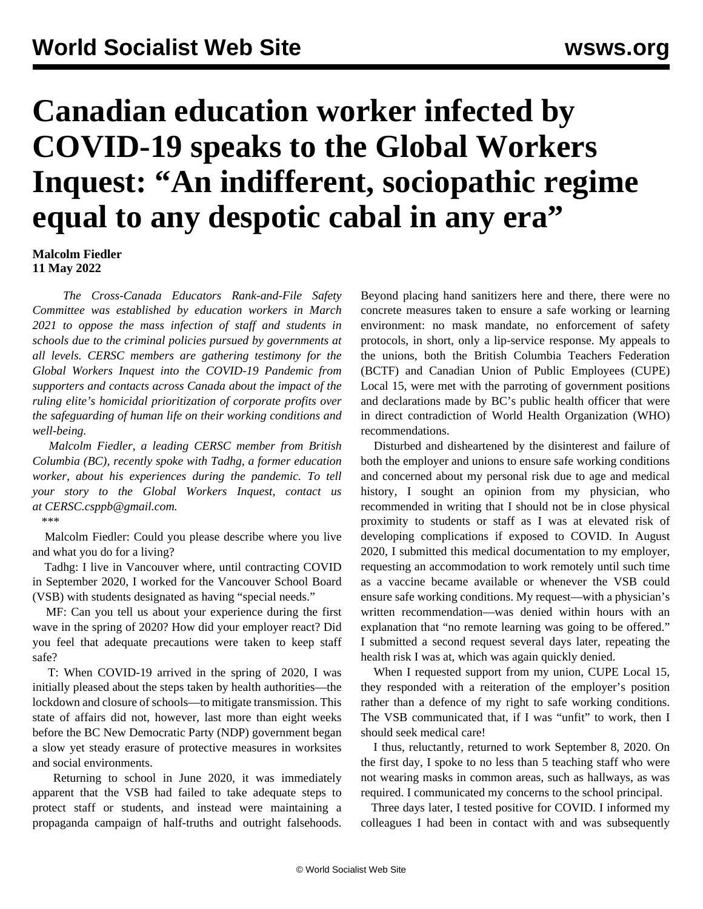# Canadian education worker infected by COVID-19 speaks to the Global Workers Inquest: "An indifferent, sociopathic regime equal to any despotic cabal in any era"

**Malcolm Fiedler**
**11 May 2022**

*The Cross-Canada Educators Rank-and-File Safety Committee was established by education workers in March 2021 to oppose the mass infection of staff and students in schools due to the criminal policies pursued by governments at all levels. CERSC members are gathering testimony for the Global Workers Inquest into the COVID-19 Pandemic from supporters and contacts across Canada about the impact of the ruling elite's homicidal prioritization of corporate profits over the safeguarding of human life on their working conditions and well-being.*

*Malcolm Fiedler, a leading CERSC member from British Columbia (BC), recently spoke with Tadhg, a former education worker, about his experiences during the pandemic. To tell your story to the Global Workers Inquest, contact us at CERSC.csppb@gmail.com.*

\*\*\*

Malcolm Fiedler: Could you please describe where you live and what you do for a living?

Tadhg: I live in Vancouver where, until contracting COVID in September 2020, I worked for the Vancouver School Board (VSB) with students designated as having "special needs."

MF: Can you tell us about your experience during the first wave in the spring of 2020? How did your employer react? Did you feel that adequate precautions were taken to keep staff safe?

T: When COVID-19 arrived in the spring of 2020, I was initially pleased about the steps taken by health authorities—the lockdown and closure of schools—to mitigate transmission. This state of affairs did not, however, last more than eight weeks before the BC New Democratic Party (NDP) government began a slow yet steady erasure of protective measures in worksites and social environments.

Returning to school in June 2020, it was immediately apparent that the VSB had failed to take adequate steps to protect staff or students, and instead were maintaining a propaganda campaign of half-truths and outright falsehoods. Beyond placing hand sanitizers here and there, there were no concrete measures taken to ensure a safe working or learning environment: no mask mandate, no enforcement of safety protocols, in short, only a lip-service response. My appeals to the unions, both the British Columbia Teachers Federation (BCTF) and Canadian Union of Public Employees (CUPE) Local 15, were met with the parroting of government positions and declarations made by BC's public health officer that were in direct contradiction of World Health Organization (WHO) recommendations.

Disturbed and disheartened by the disinterest and failure of both the employer and unions to ensure safe working conditions and concerned about my personal risk due to age and medical history, I sought an opinion from my physician, who recommended in writing that I should not be in close physical proximity to students or staff as I was at elevated risk of developing complications if exposed to COVID. In August 2020, I submitted this medical documentation to my employer, requesting an accommodation to work remotely until such time as a vaccine became available or whenever the VSB could ensure safe working conditions. My request—with a physician's written recommendation—was denied within hours with an explanation that "no remote learning was going to be offered." I submitted a second request several days later, repeating the health risk I was at, which was again quickly denied.

When I requested support from my union, CUPE Local 15, they responded with a reiteration of the employer's position rather than a defence of my right to safe working conditions. The VSB communicated that, if I was "unfit" to work, then I should seek medical care!

I thus, reluctantly, returned to work September 8, 2020. On the first day, I spoke to no less than 5 teaching staff who were not wearing masks in common areas, such as hallways, as was required. I communicated my concerns to the school principal.

Three days later, I tested positive for COVID. I informed my colleagues I had been in contact with and was subsequently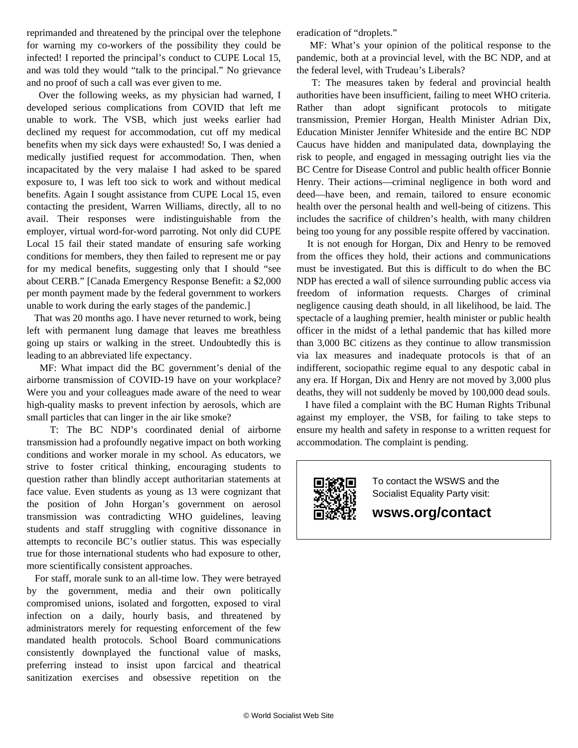reprimanded and threatened by the principal over the telephone for warning my co-workers of the possibility they could be infected! I reported the principal's conduct to CUPE Local 15, and was told they would "talk to the principal." No grievance and no proof of such a call was ever given to me.

Over the following weeks, as my physician had warned, I developed serious complications from COVID that left me unable to work. The VSB, which just weeks earlier had declined my request for accommodation, cut off my medical benefits when my sick days were exhausted! So, I was denied a medically justified request for accommodation. Then, when incapacitated by the very malaise I had asked to be spared exposure to, I was left too sick to work and without medical benefits. Again I sought assistance from CUPE Local 15, even contacting the president, Warren Williams, directly, all to no avail. Their responses were indistinguishable from the employer, virtual word-for-word parroting. Not only did CUPE Local 15 fail their stated mandate of ensuring safe working conditions for members, they then failed to represent me or pay for my medical benefits, suggesting only that I should "see about CERB." [Canada Emergency Response Benefit: a $2,000 per month payment made by the federal government to workers unable to work during the early stages of the pandemic.]

That was 20 months ago. I have never returned to work, being left with permanent lung damage that leaves me breathless going up stairs or walking in the street. Undoubtedly this is leading to an abbreviated life expectancy.

MF: What impact did the BC government's denial of the airborne transmission of COVID-19 have on your workplace? Were you and your colleagues made aware of the need to wear high-quality masks to prevent infection by aerosols, which are small particles that can linger in the air like smoke?

T: The BC NDP's coordinated denial of airborne transmission had a profoundly negative impact on both working conditions and worker morale in my school. As educators, we strive to foster critical thinking, encouraging students to question rather than blindly accept authoritarian statements at face value. Even students as young as 13 were cognizant that the position of John Horgan's government on aerosol transmission was contradicting WHO guidelines, leaving students and staff struggling with cognitive dissonance in attempts to reconcile BC's outlier status. This was especially true for those international students who had exposure to other, more scientifically consistent approaches.

For staff, morale sunk to an all-time low. They were betrayed by the government, media and their own politically compromised unions, isolated and forgotten, exposed to viral infection on a daily, hourly basis, and threatened by administrators merely for requesting enforcement of the few mandated health protocols. School Board communications consistently downplayed the functional value of masks, preferring instead to insist upon farcical and theatrical sanitization exercises and obsessive repetition on the eradication of "droplets."

MF: What's your opinion of the political response to the pandemic, both at a provincial level, with the BC NDP, and at the federal level, with Trudeau's Liberals?

T: The measures taken by federal and provincial health authorities have been insufficient, failing to meet WHO criteria. Rather than adopt significant protocols to mitigate transmission, Premier Horgan, Health Minister Adrian Dix, Education Minister Jennifer Whiteside and the entire BC NDP Caucus have hidden and manipulated data, downplaying the risk to people, and engaged in messaging outright lies via the BC Centre for Disease Control and public health officer Bonnie Henry. Their actions—criminal negligence in both word and deed—have been, and remain, tailored to ensure economic health over the personal health and well-being of citizens. This includes the sacrifice of children's health, with many children being too young for any possible respite offered by vaccination.

It is not enough for Horgan, Dix and Henry to be removed from the offices they hold, their actions and communications must be investigated. But this is difficult to do when the BC NDP has erected a wall of silence surrounding public access via freedom of information requests. Charges of criminal negligence causing death should, in all likelihood, be laid. The spectacle of a laughing premier, health minister or public health officer in the midst of a lethal pandemic that has killed more than 3,000 BC citizens as they continue to allow transmission via lax measures and inadequate protocols is that of an indifferent, sociopathic regime equal to any despotic cabal in any era. If Horgan, Dix and Henry are not moved by 3,000 plus deaths, they will not suddenly be moved by 100,000 dead souls.

I have filed a complaint with the BC Human Rights Tribunal against my employer, the VSB, for failing to take steps to ensure my health and safety in response to a written request for accommodation. The complaint is pending.

To contact the WSWS and the Socialist Equality Party visit:

**wsws.org/contact**